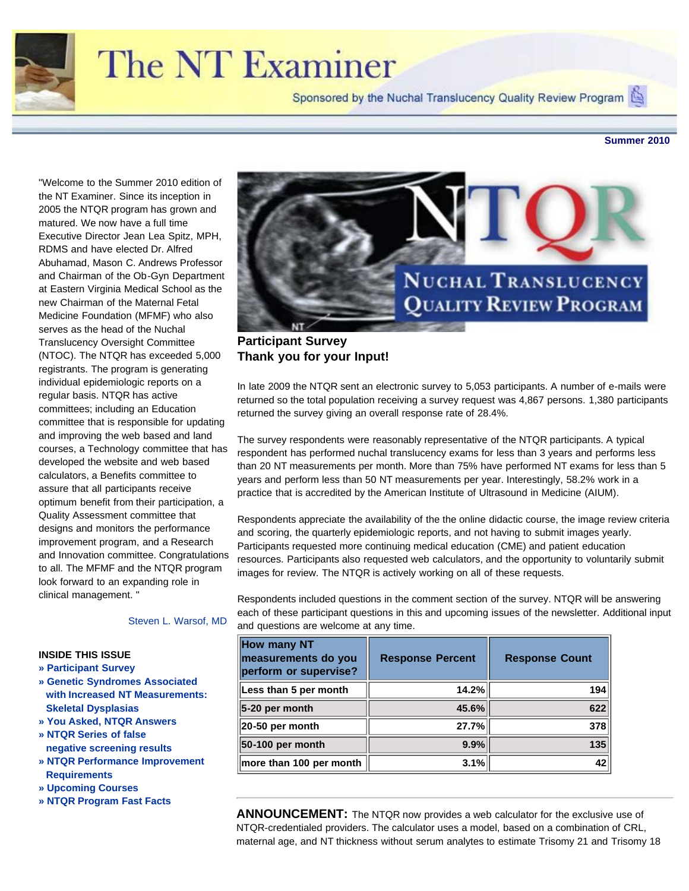# The NT Examiner

Sponsored by the Nuchal Translucency Quality Review Program

**Summer 2010**

"Welcome to the Summer 2010 edition of the NT Examiner. Since its inception in 2005 the NTQR program has grown and matured. We now have a full time Executive Director Jean Lea Spitz, MPH, RDMS and have elected Dr. Alfred Abuhamad, Mason C. Andrews Professor and Chairman of the Ob-Gyn Department at Eastern Virginia Medical School as the new Chairman of the Maternal Fetal Medicine Foundation (MFMF) who also serves as the head of the Nuchal Translucency Oversight Committee (NTOC). The NTQR has exceeded 5,000 registrants. The program is generating individual epidemiologic reports on a regular basis. NTQR has active committees; including an Education committee that is responsible for updating and improving the web based and land courses, a Technology committee that has developed the website and web based calculators, a Benefits committee to assure that all participants receive optimum benefit from their participation, a Quality Assessment committee that designs and monitors the performance improvement program, and a Research and Innovation committee. Congratulations to all. The MFMF and the NTQR program look forward to an expanding role in clinical management. "

Steven L. Warsof, MD

**INSIDE THIS ISSUE**

- » Participant Survey
- » Genetic Syndromes Associated with Increased NT Measurements: Skeletal Dysplasias
- » You Asked, NTQR Answers
- » NTQR Series of false negative screening results
- » NTQR Performance Improvement Requirements
- » Upcoming Courses
- » NTQR Program Fast Facts

NTQR
NUCHAL TRANSLUCENCY QUALITY REVIEW PROGRAM

## Participant Survey
## Thank you for your Input!

In late 2009 the NTQR sent an electronic survey to 5,053 participants. A number of e-mails were returned so the total population receiving a survey request was 4,867 persons. 1,380 participants returned the survey giving an overall response rate of 28.4%.

The survey respondents were reasonably representative of the NTQR participants. A typical respondent has performed nuchal translucency exams for less than 3 years and performs less than 20 NT measurements per month. More than 75% have performed NT exams for less than 5 years and perform less than 50 NT measurements per year. Interestingly, 58.2% work in a practice that is accredited by the American Institute of Ultrasound in Medicine (AIUM).

Respondents appreciate the availability of the the online didactic course, the image review criteria and scoring, the quarterly epidemiologic reports, and not having to submit images yearly. Participants requested more continuing medical education (CME) and patient education resources. Participants also requested web calculators, and the opportunity to voluntarily submit images for review. The NTQR is actively working on all of these requests.

Respondents included questions in the comment section of the survey. NTQR will be answering each of these participant questions in this and upcoming issues of the newsletter. Additional input and questions are welcome at any time.

| How many NT measurements do you perform or supervise? | Response Percent | Response Count |
|---|---|---|
| Less than 5 per month | 14.2% | 194 |
| 5-20 per month | 45.6% | 622 |
| 20-50 per month | 27.7% | 378 |
| 50-100 per month | 9.9% | 135 |
| more than 100 per month | 3.1% | 42 |

**ANNOUNCEMENT:** The NTQR now provides a web calculator for the exclusive use of NTQR-credentialed providers. The calculator uses a model, based on a combination of CRL, maternal age, and NT thickness without serum analytes to estimate Trisomy 21 and Trisomy 18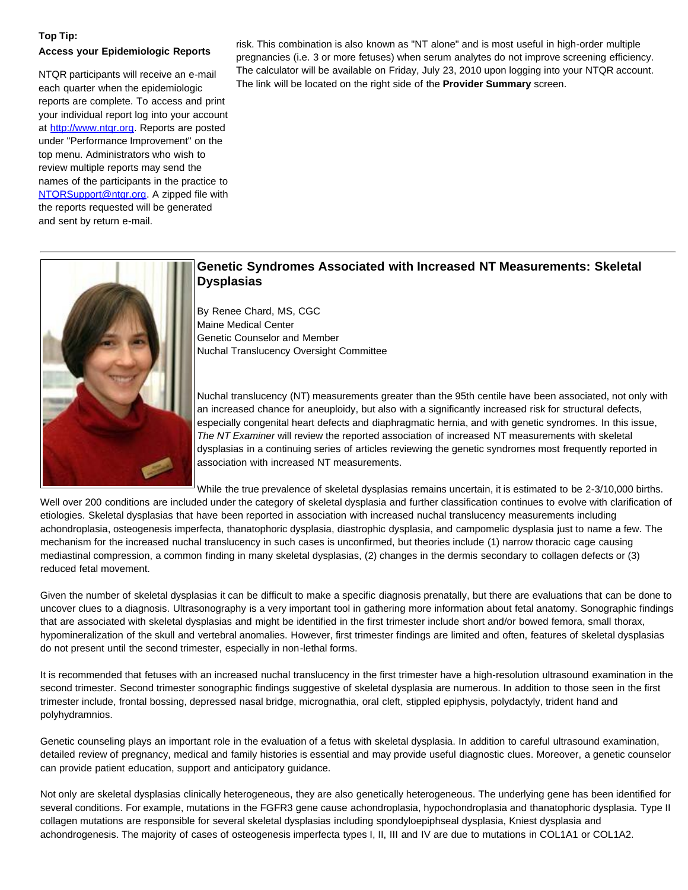**Top Tip:**
**Access your Epidemiologic Reports**

NTQR participants will receive an e-mail each quarter when the epidemiologic reports are complete. To access and print your individual report log into your account at http://www.ntqr.org. Reports are posted under "Performance Improvement" on the top menu. Administrators who wish to review multiple reports may send the names of the participants in the practice to NTQRSupport@ntqr.org. A zipped file with the reports requested will be generated and sent by return e-mail.

risk. This combination is also known as "NT alone" and is most useful in high-order multiple pregnancies (i.e. 3 or more fetuses) when serum analytes do not improve screening efficiency. The calculator will be available on Friday, July 23, 2010 upon logging into your NTQR account. The link will be located on the right side of the **Provider Summary** screen.

## Genetic Syndromes Associated with Increased NT Measurements: Skeletal Dysplasias

By Renee Chard, MS, CGC
Maine Medical Center
Genetic Counselor and Member
Nuchal Translucency Oversight Committee

Nuchal translucency (NT) measurements greater than the 95th centile have been associated, not only with an increased chance for aneuploidy, but also with a significantly increased risk for structural defects, especially congenital heart defects and diaphragmatic hernia, and with genetic syndromes. In this issue, *The NT Examiner* will review the reported association of increased NT measurements with skeletal dysplasias in a continuing series of articles reviewing the genetic syndromes most frequently reported in association with increased NT measurements.

While the true prevalence of skeletal dysplasias remains uncertain, it is estimated to be 2-3/10,000 births. Well over 200 conditions are included under the category of skeletal dysplasia and further classification continues to evolve with clarification of etiologies. Skeletal dysplasias that have been reported in association with increased nuchal translucency measurements including achondroplasia, osteogenesis imperfecta, thanatophoric dysplasia, diastrophic dysplasia, and campomelic dysplasia just to name a few. The mechanism for the increased nuchal translucency in such cases is unconfirmed, but theories include (1) narrow thoracic cage causing mediastinal compression, a common finding in many skeletal dysplasias, (2) changes in the dermis secondary to collagen defects or (3) reduced fetal movement.

Given the number of skeletal dysplasias it can be difficult to make a specific diagnosis prenatally, but there are evaluations that can be done to uncover clues to a diagnosis. Ultrasonography is a very important tool in gathering more information about fetal anatomy. Sonographic findings that are associated with skeletal dysplasias and might be identified in the first trimester include short and/or bowed femora, small thorax, hypomineralization of the skull and vertebral anomalies. However, first trimester findings are limited and often, features of skeletal dysplasias do not present until the second trimester, especially in non-lethal forms.

It is recommended that fetuses with an increased nuchal translucency in the first trimester have a high-resolution ultrasound examination in the second trimester. Second trimester sonographic findings suggestive of skeletal dysplasia are numerous. In addition to those seen in the first trimester include, frontal bossing, depressed nasal bridge, micrognathia, oral cleft, stippled epiphysis, polydactyly, trident hand and polyhydramnios.

Genetic counseling plays an important role in the evaluation of a fetus with skeletal dysplasia. In addition to careful ultrasound examination, detailed review of pregnancy, medical and family histories is essential and may provide useful diagnostic clues. Moreover, a genetic counselor can provide patient education, support and anticipatory guidance.

Not only are skeletal dysplasias clinically heterogeneous, they are also genetically heterogeneous. The underlying gene has been identified for several conditions. For example, mutations in the FGFR3 gene cause achondroplasia, hypochondroplasia and thanatophoric dysplasia. Type II collagen mutations are responsible for several skeletal dysplasias including spondyloepiphseal dysplasia, Kniest dysplasia and achondrogenesis. The majority of cases of osteogenesis imperfecta types I, II, III and IV are due to mutations in COL1A1 or COL1A2.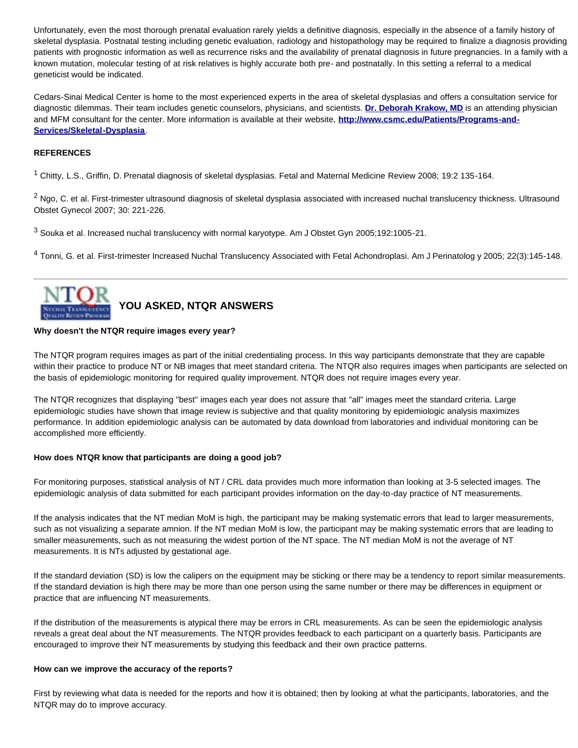Unfortunately, even the most thorough prenatal evaluation rarely yields a definitive diagnosis, especially in the absence of a family history of skeletal dysplasia. Postnatal testing including genetic evaluation, radiology and histopathology may be required to finalize a diagnosis providing patients with prognostic information as well as recurrence risks and the availability of prenatal diagnosis in future pregnancies. In a family with a known mutation, molecular testing of at risk relatives is highly accurate both pre- and postnatally. In this setting a referral to a medical geneticist would be indicated.

Cedars-Sinai Medical Center is home to the most experienced experts in the area of skeletal dysplasias and offers a consultation service for diagnostic dilemmas. Their team includes genetic counselors, physicians, and scientists. **Dr. Deborah Krakow, MD** is an attending physician and MFM consultant for the center. More information is available at their website, **http://www.csmc.edu/Patients/Programs-and-Services/Skeletal-Dysplasia**.

**REFERENCES**

[1] Chitty, L.S., Griffin, D. Prenatal diagnosis of skeletal dysplasias. Fetal and Maternal Medicine Review 2008; 19:2 135-164.

[2] Ngo, C. et al. First-trimester ultrasound diagnosis of skeletal dysplasia associated with increased nuchal translucency thickness. Ultrasound Obstet Gynecol 2007; 30: 221-226.

[3] Souka et al. Increased nuchal translucency with normal karyotype. Am J Obstet Gyn 2005;192:1005-21.

[4] Tonni, G. et al. First-trimester Increased Nuchal Translucency Associated with Fetal Achondroplasi. Am J Perinatolog y 2005; 22(3):145-148.

---

## YOU ASKED, NTQR ANSWERS

**Why doesn't the NTQR require images every year?**

The NTQR program requires images as part of the initial credentialing process. In this way participants demonstrate that they are capable within their practice to produce NT or NB images that meet standard criteria. The NTQR also requires images when participants are selected on the basis of epidemiologic monitoring for required quality improvement. NTQR does not require images every year.

The NTQR recognizes that displaying "best" images each year does not assure that "all" images meet the standard criteria. Large epidemiologic studies have shown that image review is subjective and that quality monitoring by epidemiologic analysis maximizes performance. In addition epidemiologic analysis can be automated by data download from laboratories and individual monitoring can be accomplished more efficiently.

**How does NTQR know that participants are doing a good job?**

For monitoring purposes, statistical analysis of NT / CRL data provides much more information than looking at 3-5 selected images. The epidemiologic analysis of data submitted for each participant provides information on the day-to-day practice of NT measurements.

If the analysis indicates that the NT median MoM is high, the participant may be making systematic errors that lead to larger measurements, such as not visualizing a separate amnion. If the NT median MoM is low, the participant may be making systematic errors that are leading to smaller measurements, such as not measuring the widest portion of the NT space. The NT median MoM is not the average of NT measurements. It is NTs adjusted by gestational age.

If the standard deviation (SD) is low the calipers on the equipment may be sticking or there may be a tendency to report similar measurements. If the standard deviation is high there may be more than one person using the same number or there may be differences in equipment or practice that are influencing NT measurements.

If the distribution of the measurements is atypical there may be errors in CRL measurements. As can be seen the epidemiologic analysis reveals a great deal about the NT measurements. The NTQR provides feedback to each participant on a quarterly basis. Participants are encouraged to improve their NT measurements by studying this feedback and their own practice patterns.

**How can we improve the accuracy of the reports?**

First by reviewing what data is needed for the reports and how it is obtained; then by looking at what the participants, laboratories, and the NTQR may do to improve accuracy.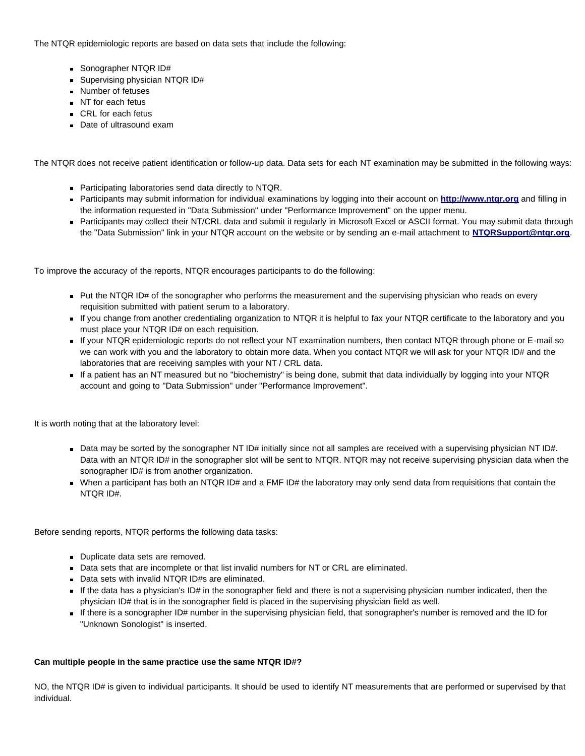The NTQR epidemiologic reports are based on data sets that include the following:

- Sonographer NTQR ID#
- Supervising physician NTQR ID#
- Number of fetuses
- NT for each fetus
- CRL for each fetus
- Date of ultrasound exam

The NTQR does not receive patient identification or follow-up data. Data sets for each NT examination may be submitted in the following ways:

- Participating laboratories send data directly to NTQR.
- Participants may submit information for individual examinations by logging into their account on **http://www.ntqr.org** and filling in the information requested in "Data Submission" under "Performance Improvement" on the upper menu.
- Participants may collect their NT/CRL data and submit it regularly in Microsoft Excel or ASCII format. You may submit data through the "Data Submission" link in your NTQR account on the website or by sending an e-mail attachment to **NTQRSupport@ntqr.org**.

To improve the accuracy of the reports, NTQR encourages participants to do the following:

- Put the NTQR ID# of the sonographer who performs the measurement and the supervising physician who reads on every requisition submitted with patient serum to a laboratory.
- If you change from another credentialing organization to NTQR it is helpful to fax your NTQR certificate to the laboratory and you must place your NTQR ID# on each requisition.
- If your NTQR epidemiologic reports do not reflect your NT examination numbers, then contact NTQR through phone or E-mail so we can work with you and the laboratory to obtain more data. When you contact NTQR we will ask for your NTQR ID# and the laboratories that are receiving samples with your NT / CRL data.
- If a patient has an NT measured but no "biochemistry" is being done, submit that data individually by logging into your NTQR account and going to "Data Submission" under "Performance Improvement".

It is worth noting that at the laboratory level:

- Data may be sorted by the sonographer NT ID# initially since not all samples are received with a supervising physician NT ID#. Data with an NTQR ID# in the sonographer slot will be sent to NTQR. NTQR may not receive supervising physician data when the sonographer ID# is from another organization.
- When a participant has both an NTQR ID# and a FMF ID# the laboratory may only send data from requisitions that contain the NTQR ID#.

Before sending reports, NTQR performs the following data tasks:

- Duplicate data sets are removed.
- Data sets that are incomplete or that list invalid numbers for NT or CRL are eliminated.
- Data sets with invalid NTQR ID#s are eliminated.
- If the data has a physician's ID# in the sonographer field and there is not a supervising physician number indicated, then the physician ID# that is in the sonographer field is placed in the supervising physician field as well.
- If there is a sonographer ID# number in the supervising physician field, that sonographer's number is removed and the ID for "Unknown Sonologist" is inserted.

**Can multiple people in the same practice use the same NTQR ID#?**

NO, the NTQR ID# is given to individual participants. It should be used to identify NT measurements that are performed or supervised by that individual.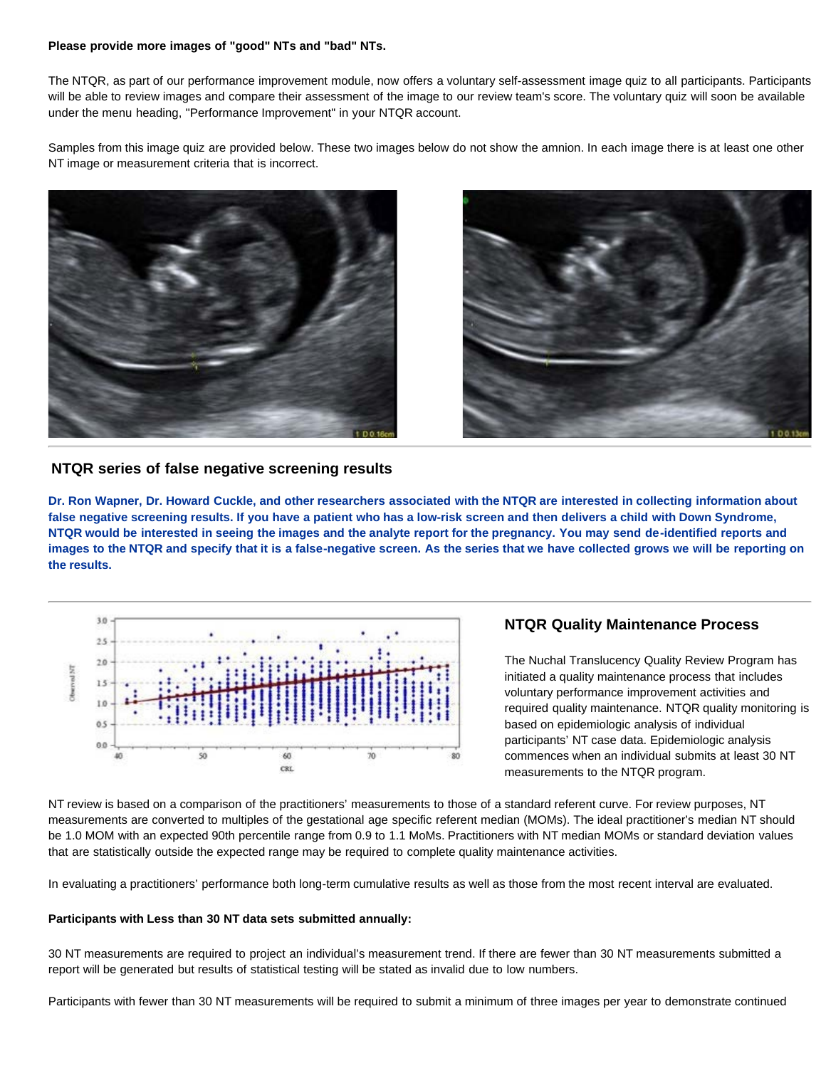**Please provide more images of "good" NTs and "bad" NTs.**

The NTQR, as part of our performance improvement module, now offers a voluntary self-assessment image quiz to all participants. Participants will be able to review images and compare their assessment of the image to our review team's score. The voluntary quiz will soon be available under the menu heading, "Performance Improvement" in your NTQR account.

Samples from this image quiz are provided below. These two images below do not show the amnion. In each image there is at least one other NT image or measurement criteria that is incorrect.

1 D 0.16cm

1 D 0.13cm

## NTQR series of false negative screening results

**Dr. Ron Wapner, Dr. Howard Cuckle, and other researchers associated with the NTQR are interested in collecting information about false negative screening results. If you have a patient who has a low-risk screen and then delivers a child with Down Syndrome, NTQR would be interested in seeing the images and the analyte report for the pregnancy. You may send de-identified reports and images to the NTQR and specify that it is a false-negative screen. As the series that we have collected grows we will be reporting on the results.**

Observed NT

3.0
2.5
2.0
1.5
1.0
0.5
0.0

40 50 60 70 80

CRL

## NTQR Quality Maintenance Process

The Nuchal Translucency Quality Review Program has initiated a quality maintenance process that includes voluntary performance improvement activities and required quality maintenance. NTQR quality monitoring is based on epidemiologic analysis of individual participants' NT case data. Epidemiologic analysis commences when an individual submits at least 30 NT measurements to the NTQR program.

NT review is based on a comparison of the practitioners' measurements to those of a standard referent curve. For review purposes, NT measurements are converted to multiples of the gestational age specific referent median (MOMs). The ideal practitioner's median NT should be 1.0 MOM with an expected 90th percentile range from 0.9 to 1.1 MoMs. Practitioners with NT median MOMs or standard deviation values that are statistically outside the expected range may be required to complete quality maintenance activities.

In evaluating a practitioners' performance both long-term cumulative results as well as those from the most recent interval are evaluated.

**Participants with Less than 30 NT data sets submitted annually:**

30 NT measurements are required to project an individual's measurement trend. If there are fewer than 30 NT measurements submitted a report will be generated but results of statistical testing will be stated as invalid due to low numbers.

Participants with fewer than 30 NT measurements will be required to submit a minimum of three images per year to demonstrate continued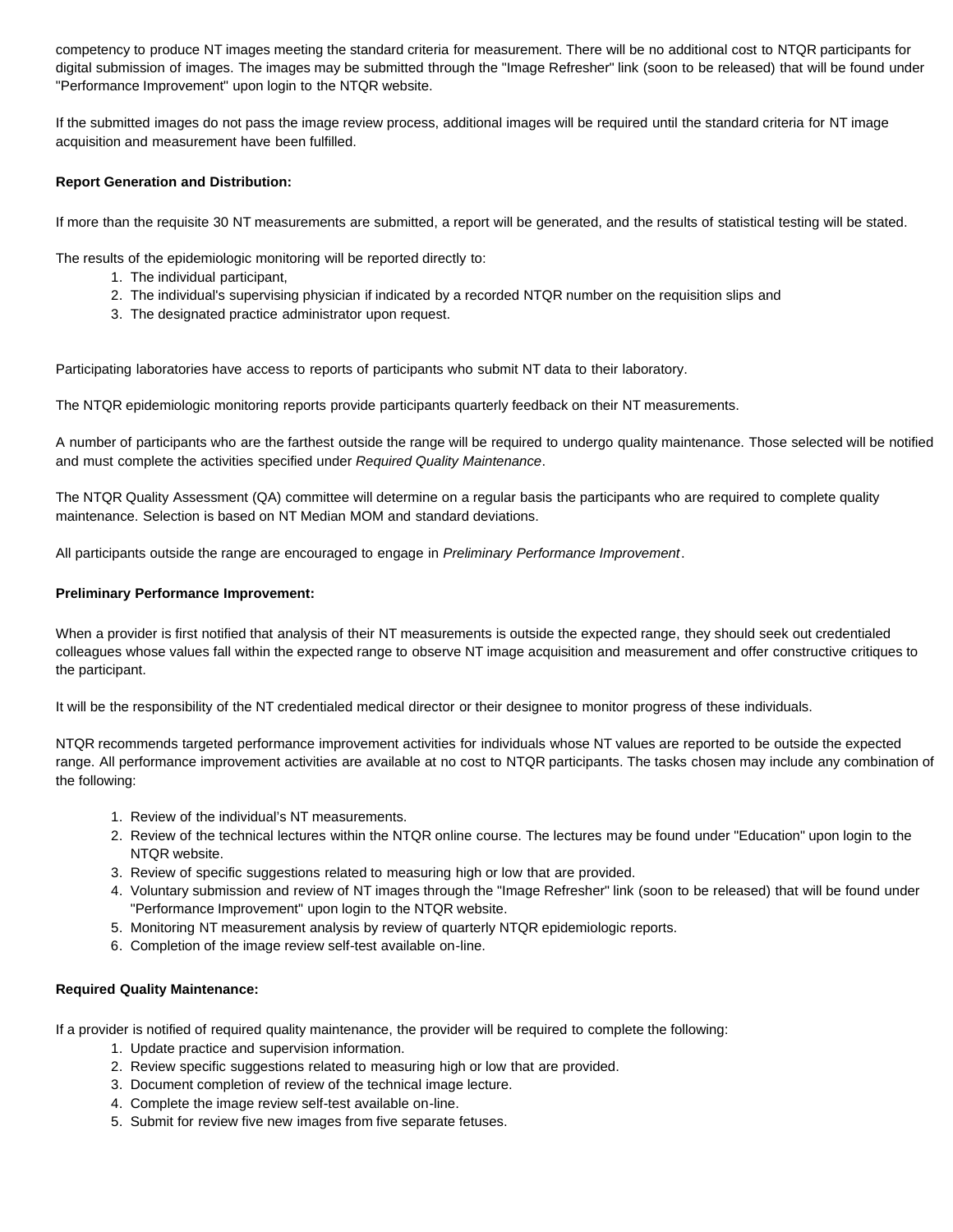competency to produce NT images meeting the standard criteria for measurement. There will be no additional cost to NTQR participants for digital submission of images. The images may be submitted through the "Image Refresher" link (soon to be released) that will be found under "Performance Improvement" upon login to the NTQR website.

If the submitted images do not pass the image review process, additional images will be required until the standard criteria for NT image acquisition and measurement have been fulfilled.

**Report Generation and Distribution:**

If more than the requisite 30 NT measurements are submitted, a report will be generated, and the results of statistical testing will be stated.

The results of the epidemiologic monitoring will be reported directly to:

1. The individual participant,
2. The individual's supervising physician if indicated by a recorded NTQR number on the requisition slips and
3. The designated practice administrator upon request.

Participating laboratories have access to reports of participants who submit NT data to their laboratory.

The NTQR epidemiologic monitoring reports provide participants quarterly feedback on their NT measurements.

A number of participants who are the farthest outside the range will be required to undergo quality maintenance. Those selected will be notified and must complete the activities specified under *Required Quality Maintenance*.

The NTQR Quality Assessment (QA) committee will determine on a regular basis the participants who are required to complete quality maintenance. Selection is based on NT Median MOM and standard deviations.

All participants outside the range are encouraged to engage in *Preliminary Performance Improvement*.

**Preliminary Performance Improvement:**

When a provider is first notified that analysis of their NT measurements is outside the expected range, they should seek out credentialed colleagues whose values fall within the expected range to observe NT image acquisition and measurement and offer constructive critiques to the participant.

It will be the responsibility of the NT credentialed medical director or their designee to monitor progress of these individuals.

NTQR recommends targeted performance improvement activities for individuals whose NT values are reported to be outside the expected range. All performance improvement activities are available at no cost to NTQR participants. The tasks chosen may include any combination of the following:

1. Review of the individual's NT measurements.
2. Review of the technical lectures within the NTQR online course. The lectures may be found under "Education" upon login to the NTQR website.
3. Review of specific suggestions related to measuring high or low that are provided.
4. Voluntary submission and review of NT images through the "Image Refresher" link (soon to be released) that will be found under "Performance Improvement" upon login to the NTQR website.
5. Monitoring NT measurement analysis by review of quarterly NTQR epidemiologic reports.
6. Completion of the image review self-test available on-line.

**Required Quality Maintenance:**

If a provider is notified of required quality maintenance, the provider will be required to complete the following:

1. Update practice and supervision information.
2. Review specific suggestions related to measuring high or low that are provided.
3. Document completion of review of the technical image lecture.
4. Complete the image review self-test available on-line.
5. Submit for review five new images from five separate fetuses.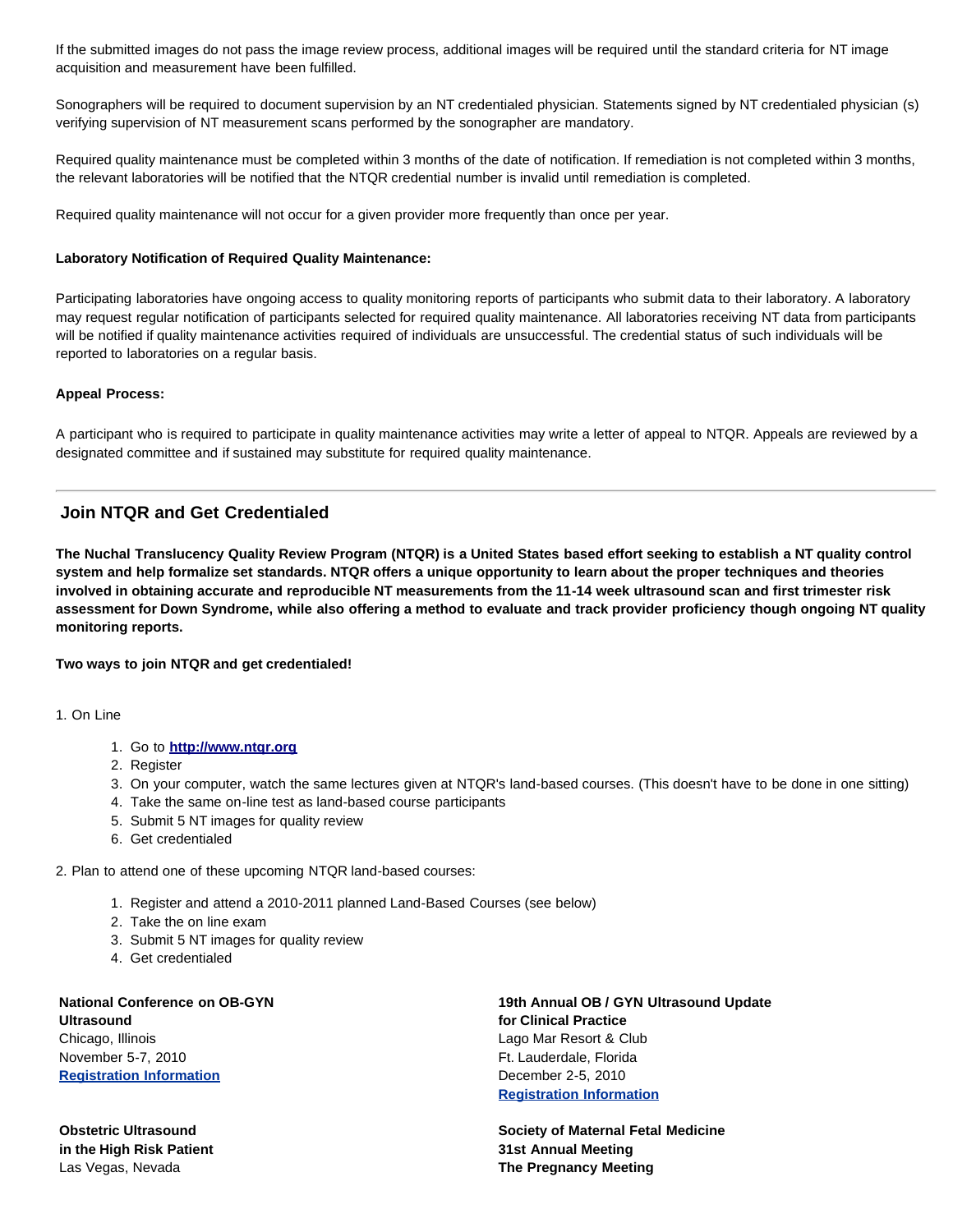If the submitted images do not pass the image review process, additional images will be required until the standard criteria for NT image acquisition and measurement have been fulfilled.

Sonographers will be required to document supervision by an NT credentialed physician. Statements signed by NT credentialed physician (s) verifying supervision of NT measurement scans performed by the sonographer are mandatory.

Required quality maintenance must be completed within 3 months of the date of notification. If remediation is not completed within 3 months, the relevant laboratories will be notified that the NTQR credential number is invalid until remediation is completed.

Required quality maintenance will not occur for a given provider more frequently than once per year.

**Laboratory Notification of Required Quality Maintenance:**

Participating laboratories have ongoing access to quality monitoring reports of participants who submit data to their laboratory. A laboratory may request regular notification of participants selected for required quality maintenance. All laboratories receiving NT data from participants will be notified if quality maintenance activities required of individuals are unsuccessful. The credential status of such individuals will be reported to laboratories on a regular basis.

**Appeal Process:**

A participant who is required to participate in quality maintenance activities may write a letter of appeal to NTQR. Appeals are reviewed by a designated committee and if sustained may substitute for required quality maintenance.

---

## Join NTQR and Get Credentialed

**The Nuchal Translucency Quality Review Program (NTQR) is a United States based effort seeking to establish a NT quality control system and help formalize set standards. NTQR offers a unique opportunity to learn about the proper techniques and theories involved in obtaining accurate and reproducible NT measurements from the 11-14 week ultrasound scan and first trimester risk assessment for Down Syndrome, while also offering a method to evaluate and track provider proficiency though ongoing NT quality monitoring reports.**

**Two ways to join NTQR and get credentialed!**

1. On Line
   1. Go to **http://www.ntqr.org**
   2. Register
   3. On your computer, watch the same lectures given at NTQR's land-based courses. (This doesn't have to be done in one sitting)
   4. Take the same on-line test as land-based course participants
   5. Submit 5 NT images for quality review
   6. Get credentialed

2. Plan to attend one of these upcoming NTQR land-based courses:
   1. Register and attend a 2010-2011 planned Land-Based Courses (see below)
   2. Take the on line exam
   3. Submit 5 NT images for quality review
   4. Get credentialed

**National Conference on OB-GYN Ultrasound**
Chicago, Illinois
November 5-7, 2010
**Registration Information**

**19th Annual OB / GYN Ultrasound Update for Clinical Practice**
Lago Mar Resort & Club
Ft. Lauderdale, Florida
December 2-5, 2010
**Registration Information**

**Obstetric Ultrasound in the High Risk Patient**
Las Vegas, Nevada

**Society of Maternal Fetal Medicine 31st Annual Meeting The Pregnancy Meeting**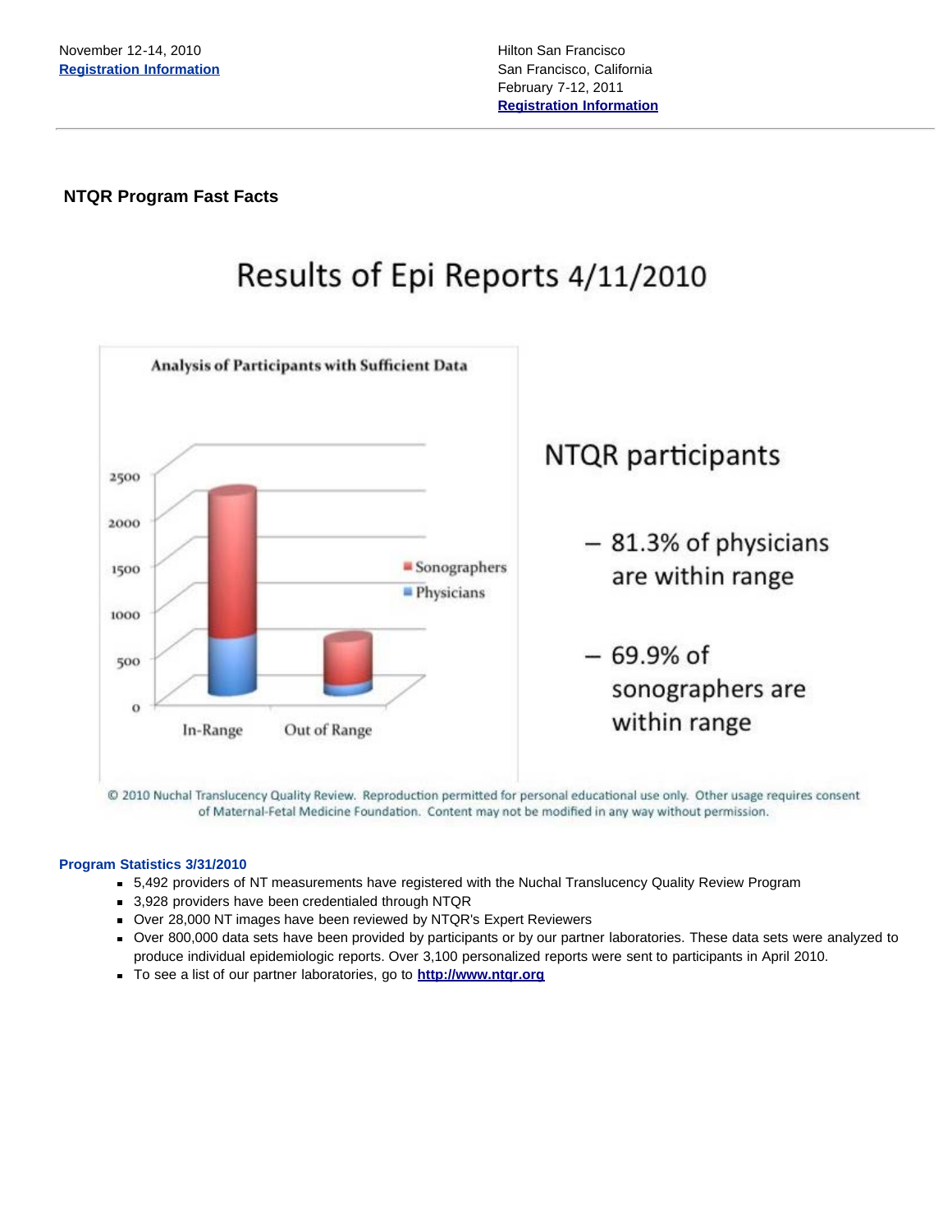November 12-14, 2010
**Registration Information**

Hilton San Francisco
San Francisco, California
February 7-12, 2011
**Registration Information**

---

### NTQR Program Fast Facts

# Results of Epi Reports 4/11/2010

Analysis of Participants with Sufficient Data

2500
2000
1500
1000
500
0

In-Range
Out of Range

Sonographers
Physicians

NTQR participants

- 81.3% of physicians are within range
- 69.9% of sonographers are within range

© 2010 Nuchal Translucency Quality Review. Reproduction permitted for personal educational use only. Other usage requires consent of Maternal-Fetal Medicine Foundation. Content may not be modified in any way without permission.

**Program Statistics 3/31/2010**

- 5,492 providers of NT measurements have registered with the Nuchal Translucency Quality Review Program
- 3,928 providers have been credentialed through NTQR
- Over 28,000 NT images have been reviewed by NTQR's Expert Reviewers
- Over 800,000 data sets have been provided by participants or by our partner laboratories. These data sets were analyzed to produce individual epidemiologic reports. Over 3,100 personalized reports were sent to participants in April 2010.
- To see a list of our partner laboratories, go to **http://www.ntqr.org**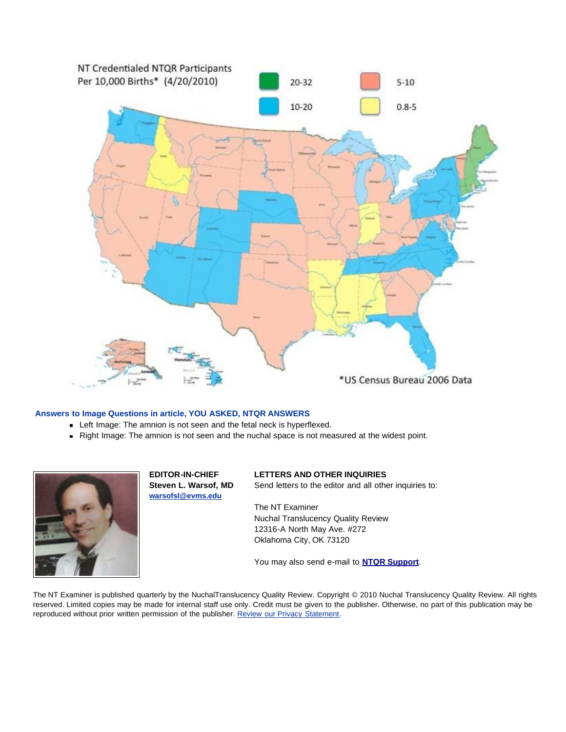NT Credentialed NTQR Participants
Per 10,000 Births* (4/20/2010)

20-32
10-20
5-10
0.8-5

*US Census Bureau 2006 Data

**Answers to Image Questions in article, YOU ASKED, NTQR ANSWERS**

- Left Image: The amnion is not seen and the fetal neck is hyperflexed.
- Right Image: The amnion is not seen and the nuchal space is not measured at the widest point.

**EDITOR-IN-CHIEF**
**Steven L. Warsof, MD**
**warsofsl@evms.edu**

**LETTERS AND OTHER INQUIRIES**
Send letters to the editor and all other inquiries to:

The NT Examiner
Nuchal Translucency Quality Review
12316-A North May Ave. #272
Oklahoma City, OK 73120

You may also send e-mail to **NTQR Support**.

The NT Examiner is published quarterly by the NuchalTranslucency Quality Review. Copyright © 2010 Nuchal Translucency Quality Review. All rights reserved. Limited copies may be made for internal staff use only. Credit must be given to the publisher. Otherwise, no part of this publication may be reproduced without prior written permission of the publisher. Review our Privacy Statement.